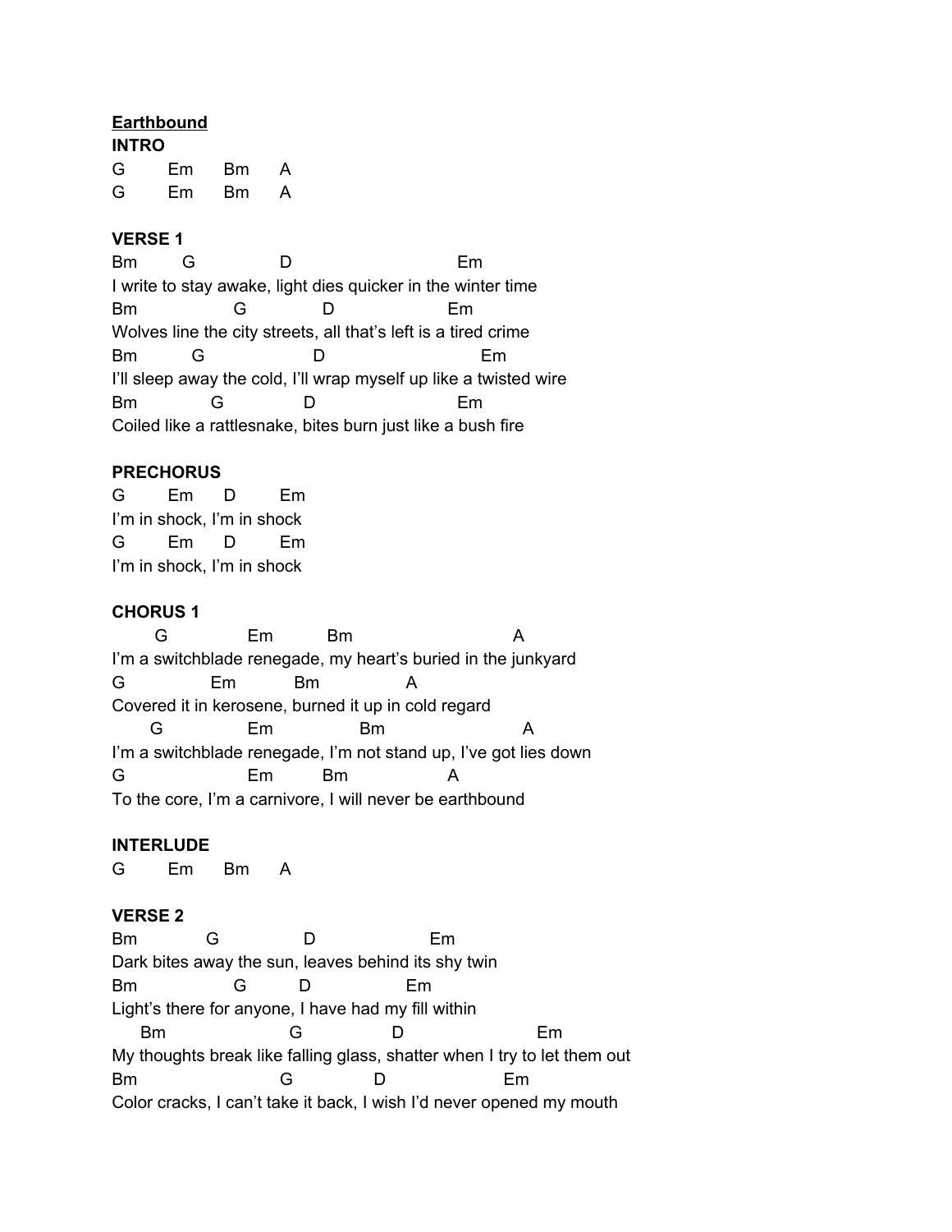**<u>Earthbound</u>**

**INTRO**

```
G       Em      Bm      A
G       Em      Bm      A
```

**VERSE 1**

```
Bm        G              D                              Em
I write to stay awake, light dies quicker in the winter time
Bm                 G             D                    Em
Wolves line the city streets, all that's left is a tired crime
Bm          G                    D                            Em
I'll sleep away the cold, I'll wrap myself up like a twisted wire
Bm              G               D                          Em
Coiled like a rattlesnake, bites burn just like a bush fire
```

**PRECHORUS**

```
G       Em      D       Em
I'm in shock, I'm in shock
G       Em      D       Em
I'm in shock, I'm in shock
```

**CHORUS 1**

```
       G              Em          Bm                            A
I'm a switchblade renegade, my heart's buried in the junkyard
G               Em          Bm              A
Covered it in kerosene, burned it up in cold regard
      G               Em                Bm                      A
I'm a switchblade renegade, I'm not stand up, I've got lies down
G                     Em         Bm                 A
To the core, I'm a carnivore, I will never be earthbound
```

**INTERLUDE**

```
G       Em      Bm      A
```

**VERSE 2**

```
Bm            G               D                     Em
Dark bites away the sun, leaves behind its shy twin
Bm                 G          D                 Em
Light's there for anyone, I have had my fill within
     Bm                     G                 D                        Em
My thoughts break like falling glass, shatter when I try to let them out
Bm                          G              D                       Em
Color cracks, I can't take it back, I wish I'd never opened my mouth
```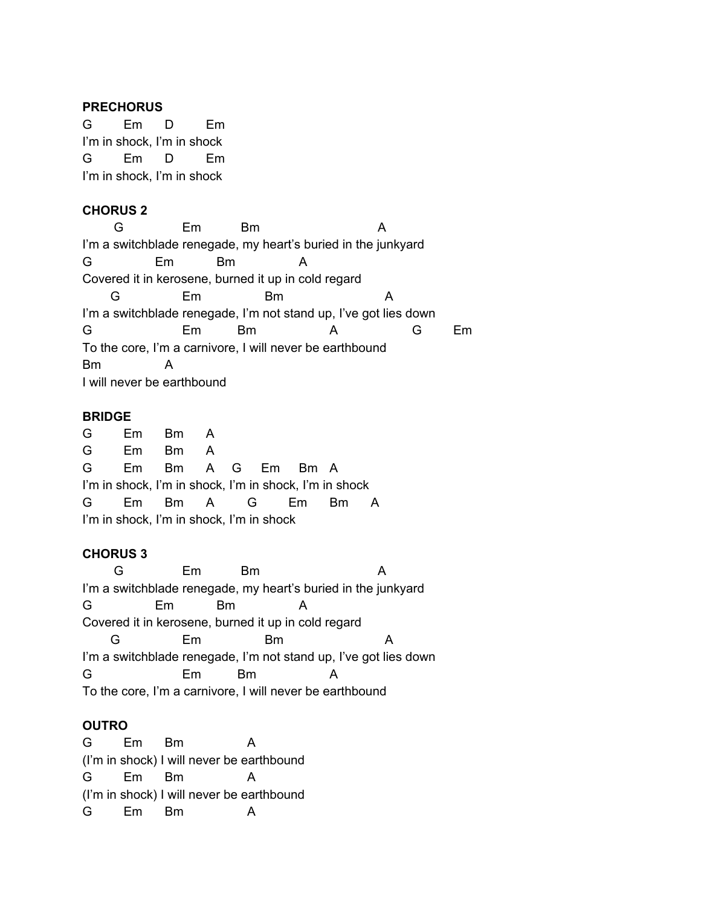**PRECHORUS**

```
G        Em      D        Em
I'm in shock, I'm in shock
G        Em      D        Em
I'm in shock, I'm in shock
```

**CHORUS 2**

```
     G              Em          Bm                         A
I'm a switchblade renegade, my heart's buried in the junkyard
G              Em          Bm              A
Covered it in kerosene, burned it up in cold regard
     G              Em               Bm                  A
I'm a switchblade renegade, I'm not stand up, I've got lies down
G                    Em        Bm               A                G        Em
To the core, I'm a carnivore, I will never be earthbound
Bm              A
I will never be earthbound
```

**BRIDGE**

```
G        Em      Bm      A
G        Em      Bm      A
G        Em      Bm      A     G      Em     Bm   A
I'm in shock, I'm in shock, I'm in shock, I'm in shock
G        Em      Bm      A        G        Em       Bm      A
I'm in shock, I'm in shock, I'm in shock
```

**CHORUS 3**

```
     G              Em          Bm                         A
I'm a switchblade renegade, my heart's buried in the junkyard
G              Em          Bm              A
Covered it in kerosene, burned it up in cold regard
     G              Em               Bm                  A
I'm a switchblade renegade, I'm not stand up, I've got lies down
G                    Em        Bm               A
To the core, I'm a carnivore, I will never be earthbound
```

**OUTRO**

```
G        Em      Bm              A
(I'm in shock) I will never be earthbound
G        Em      Bm              A
(I'm in shock) I will never be earthbound
G        Em      Bm              A
```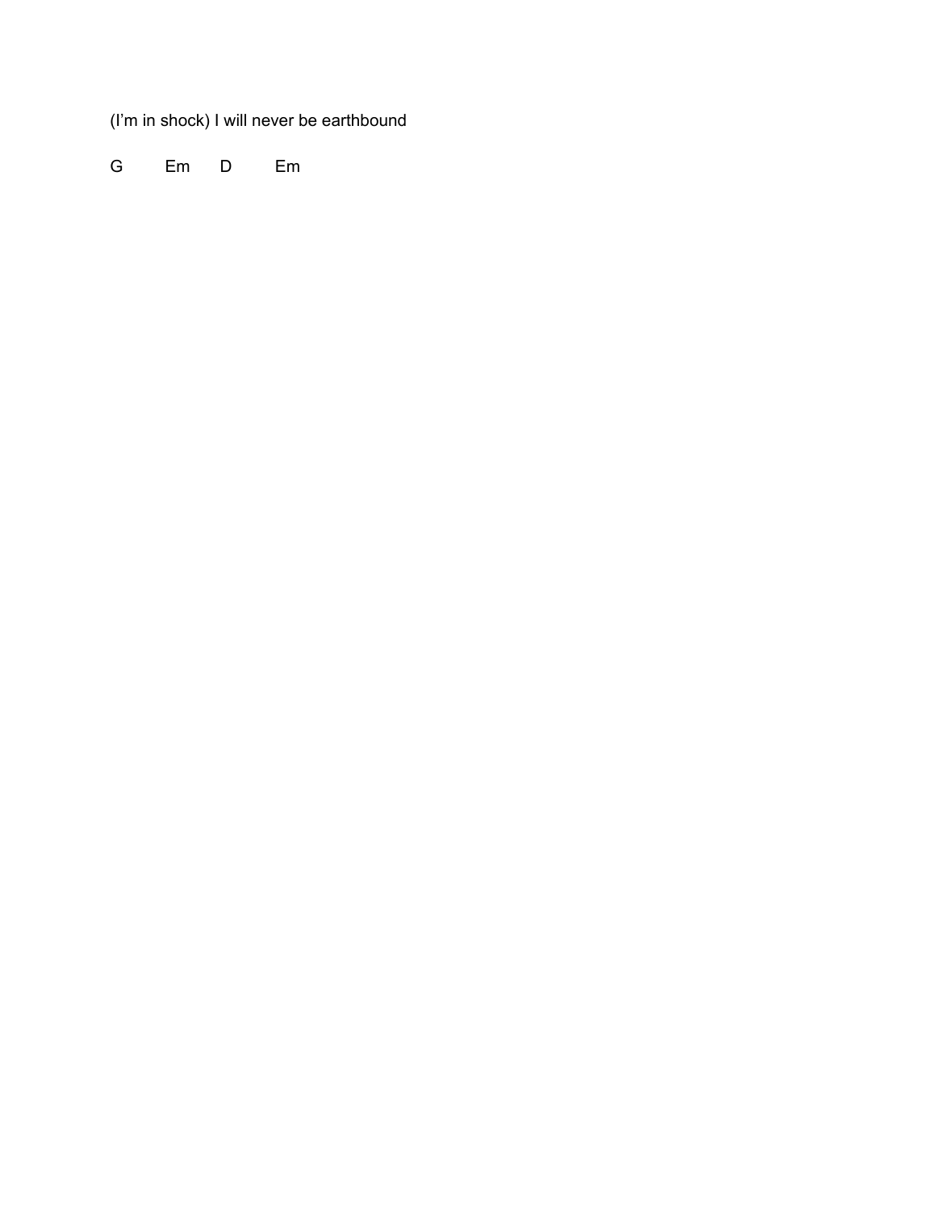(I’m in shock) I will never be earthbound

G Em D Em